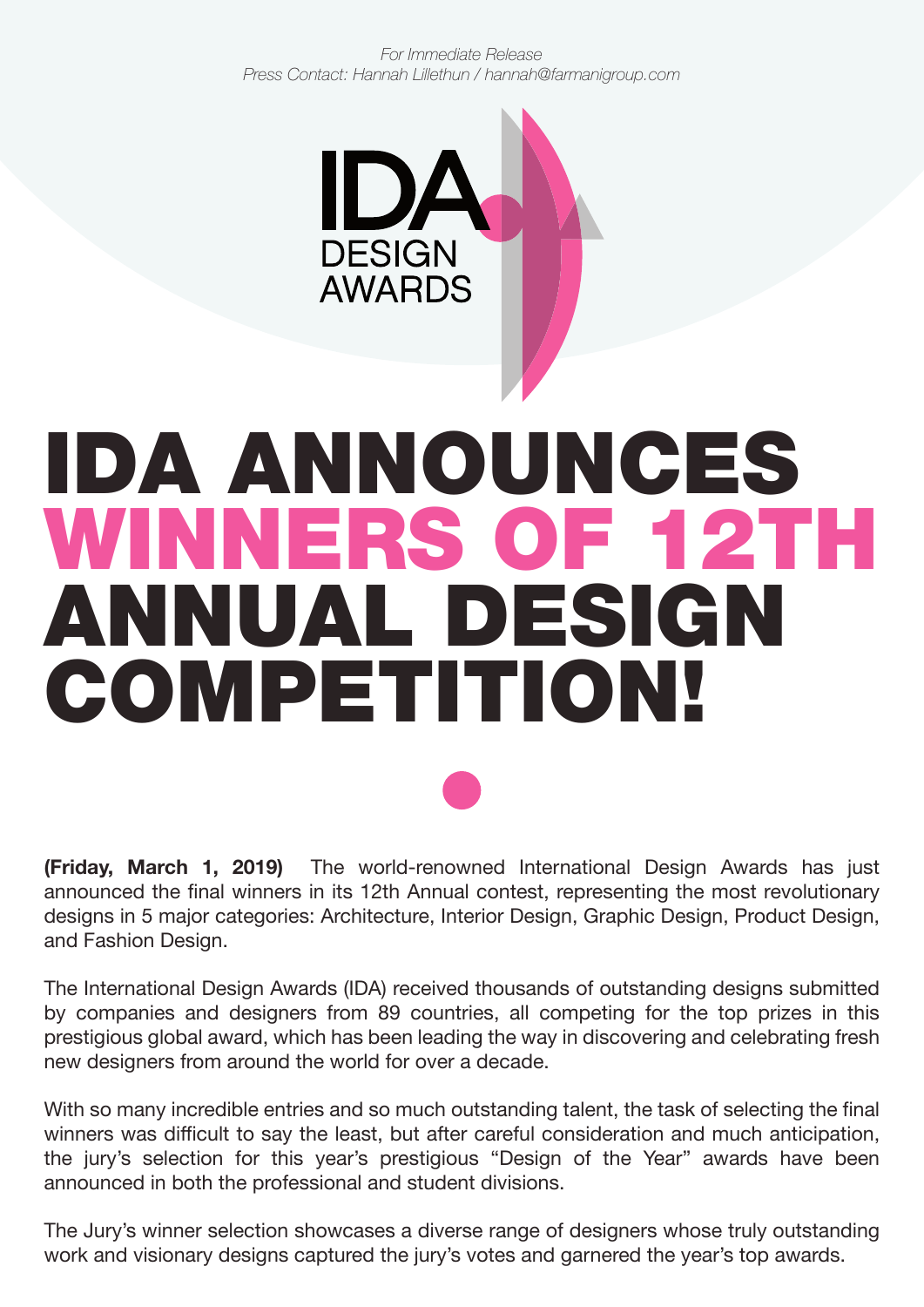*For Immediate Release*
*Press Contact: Hannah Lillethun / hannah@farmanigroup.com*

IDA DESIGN AWARDS

# IDA ANNOUNCES WINNERS OF 12TH ANNUAL DESIGN COMPETITION!

**(Friday, March 1, 2019)** The world-renowned International Design Awards has just announced the final winners in its 12th Annual contest, representing the most revolutionary designs in 5 major categories: Architecture, Interior Design, Graphic Design, Product Design, and Fashion Design.

The International Design Awards (IDA) received thousands of outstanding designs submitted by companies and designers from 89 countries, all competing for the top prizes in this prestigious global award, which has been leading the way in discovering and celebrating fresh new designers from around the world for over a decade.

With so many incredible entries and so much outstanding talent, the task of selecting the final winners was difficult to say the least, but after careful consideration and much anticipation, the jury's selection for this year's prestigious "Design of the Year" awards have been announced in both the professional and student divisions.

The Jury's winner selection showcases a diverse range of designers whose truly outstanding work and visionary designs captured the jury's votes and garnered the year's top awards.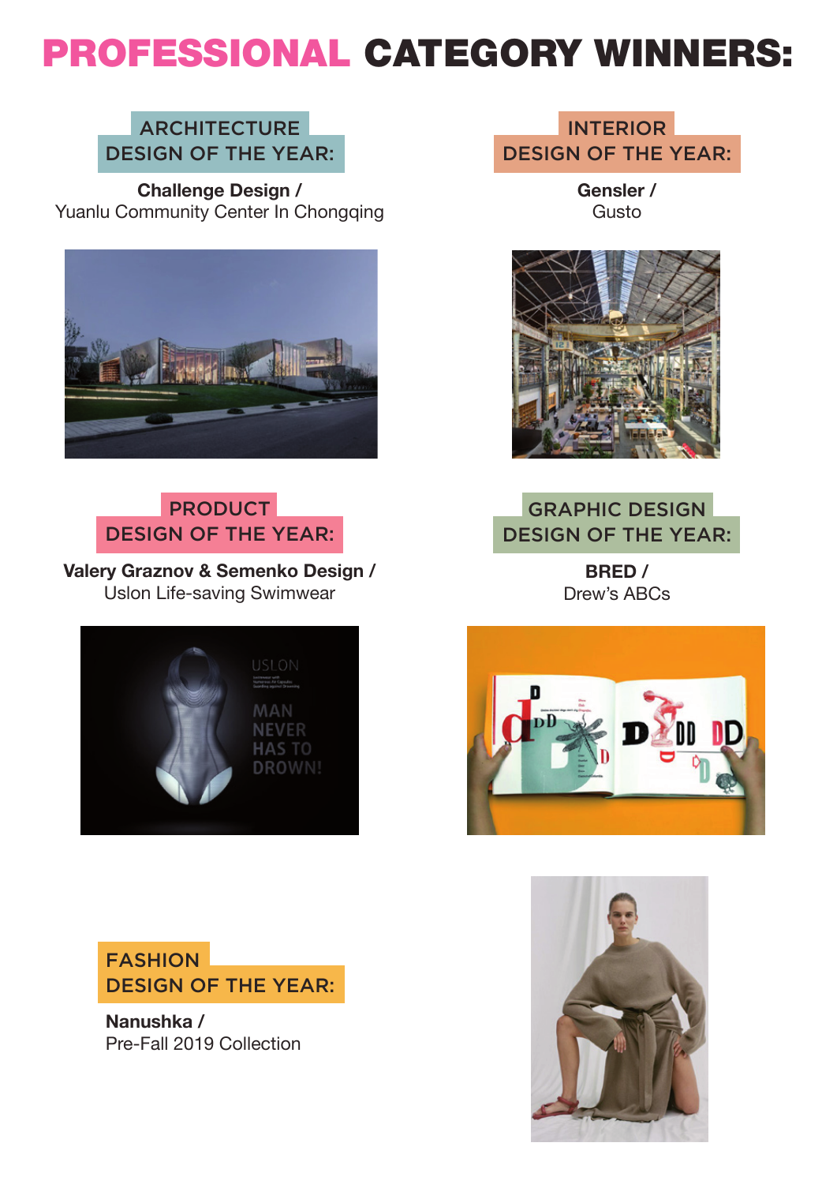# PROFESSIONAL CATEGORY WINNERS:

## ARCHITECTURE DESIGN OF THE YEAR:

**Challenge Design /**
Yuanlu Community Center In Chongqing

## INTERIOR DESIGN OF THE YEAR:

**Gensler /**
Gusto

## PRODUCT DESIGN OF THE YEAR:

**Valery Graznov & Semenko Design /**
Uslon Life-saving Swimwear

## GRAPHIC DESIGN DESIGN OF THE YEAR:

**BRED /**
Drew's ABCs

## FASHION DESIGN OF THE YEAR:

**Nanushka /**
Pre-Fall 2019 Collection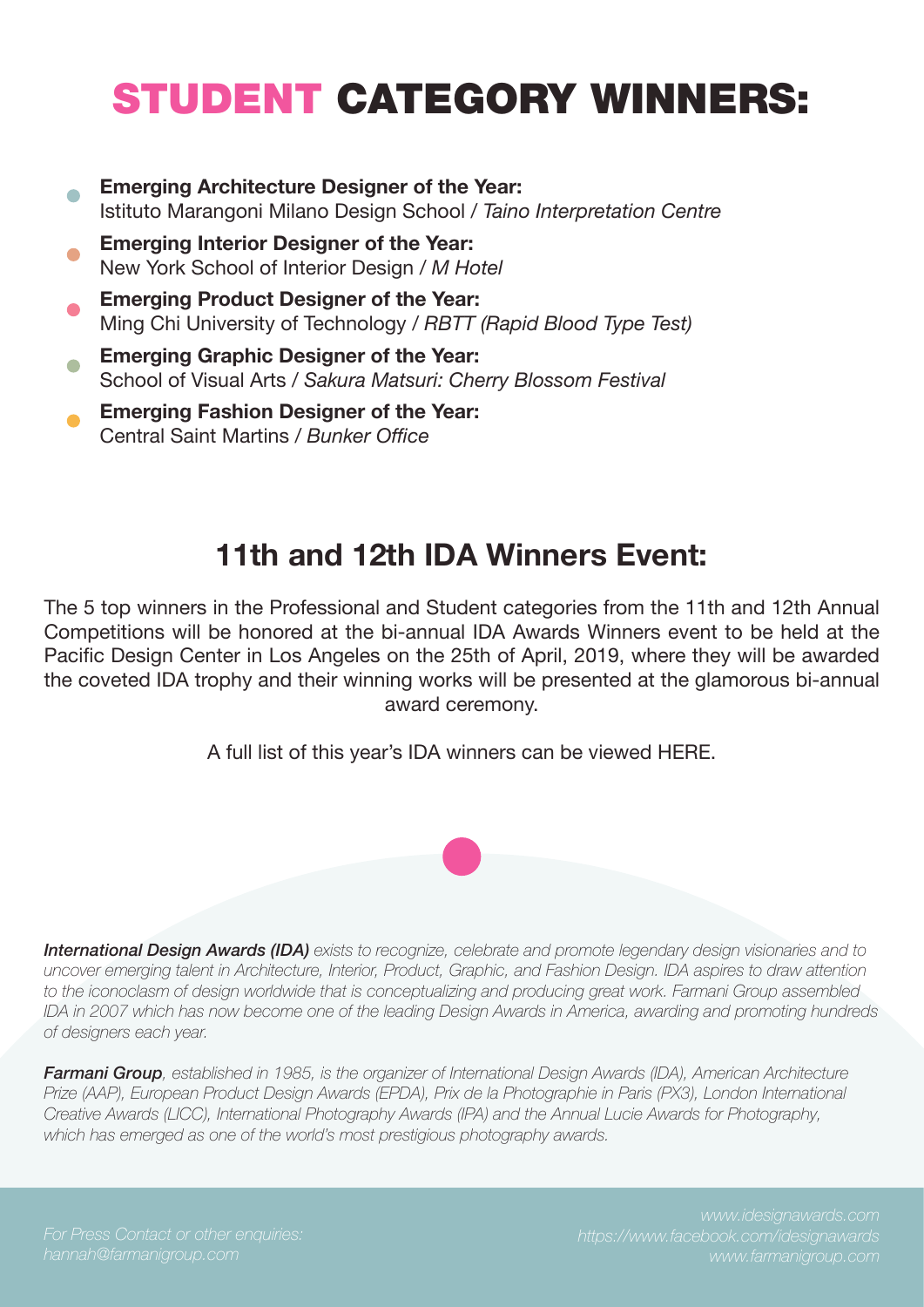# STUDENT CATEGORY WINNERS:

- **Emerging Architecture Designer of the Year:**
  Istituto Marangoni Milano Design School / *Taino Interpretation Centre*
- **Emerging Interior Designer of the Year:**
  New York School of Interior Design / *M Hotel*
- **Emerging Product Designer of the Year:**
  Ming Chi University of Technology / *RBTT (Rapid Blood Type Test)*
- **Emerging Graphic Designer of the Year:**
  School of Visual Arts / *Sakura Matsuri: Cherry Blossom Festival*
- **Emerging Fashion Designer of the Year:**
  Central Saint Martins / *Bunker Office*

## 11th and 12th IDA Winners Event:

The 5 top winners in the Professional and Student categories from the 11th and 12th Annual Competitions will be honored at the bi-annual IDA Awards Winners event to be held at the Pacific Design Center in Los Angeles on the 25th of April, 2019, where they will be awarded the coveted IDA trophy and their winning works will be presented at the glamorous bi-annual award ceremony.

A full list of this year's IDA winners can be viewed HERE.

***International Design Awards (IDA)*** *exists to recognize, celebrate and promote legendary design visionaries and to uncover emerging talent in Architecture, Interior, Product, Graphic, and Fashion Design. IDA aspires to draw attention to the iconoclasm of design worldwide that is conceptualizing and producing great work. Farmani Group assembled IDA in 2007 which has now become one of the leading Design Awards in America, awarding and promoting hundreds of designers each year.*

***Farmani Group****, established in 1985, is the organizer of International Design Awards (IDA), American Architecture Prize (AAP), European Product Design Awards (EPDA), Prix de la Photographie in Paris (PX3), London International Creative Awards (LICC), International Photography Awards (IPA) and the Annual Lucie Awards for Photography, which has emerged as one of the world's most prestigious photography awards.*

*For Press Contact or other enquiries:*
*hannah@farmanigroup.com*

*www.idesignawards.com*
*https://www.facebook.com/idesignawards*
*www.farmanigroup.com*